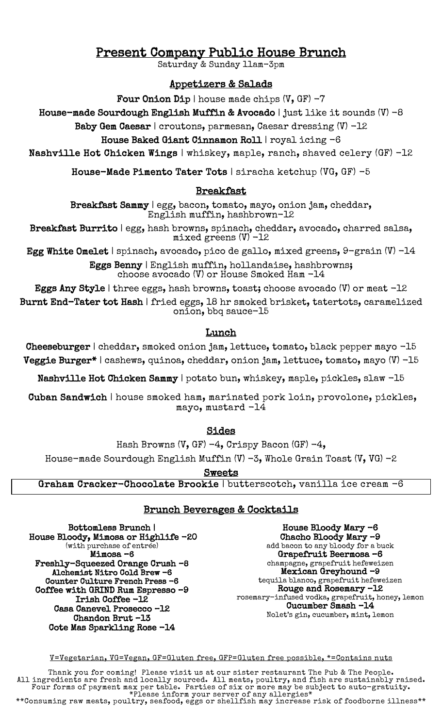# Present Company Public House Brunch

Saturday & Sunday 11am-3pm

## Appetizers & Salads

**Four Onion Dip** | house made chips (V, GF) -7

**House-made Sourdough English Muffin & Avocado** | just like it sounds (V) -8

**Baby Gem Caesar** | croutons, parmesan, Caesar dressing (V) -12

**House Baked Giant Cinnamon Roll** | royal icing -6

**Nashville Hot Chicken Wings** | whiskey, maple, ranch, shaved celery (GF) -12

**House-Made Pimento Tater Tots** | siracha ketchup (VG, GF) -5

## Breakfast

**Breakfast Sammy** | egg, bacon, tomato, mayo, onion jam, cheddar, English muffin, hashbrown-12

**Breakfast Burrito** | egg, hash browns, spinach, cheddar, avocado, charred salsa, mixed greens (V) -12

**Egg White Omelet** | spinach, avocado, pico de gallo, mixed greens, 9-grain (V) -14

**Eggs Benny** | English muffin, hollandaise, hashbrowns; choose avocado (V) or House Smoked Ham -14

**Eggs Any Style** | three eggs, hash browns, toast; choose avocado (V) or meat -12

**Burnt End-Tater tot Hash** | fried eggs, 18 hr smoked brisket, tatertots, caramelized onion, bbq sauce-15

## Lunch

**Cheeseburger** | cheddar, smoked onion jam, lettuce, tomato, black pepper mayo -15

**Veggie Burger*** | cashews, quinoa, cheddar, onion jam, lettuce, tomato, mayo (V) -15

**Nashville Hot Chicken Sammy** | potato bun, whiskey, maple, pickles, slaw -15

**Cuban Sandwich** | house smoked ham, marinated pork loin, provolone, pickles, mayo, mustard -14

## Sides

Hash Browns (V, GF) -4, Crispy Bacon (GF) -4,

House-made Sourdough English Muffin (V) -3, Whole Grain Toast (V, VG) -2

## Sweets

**Graham Cracker-Chocolate Brookie** | butterscotch, vanilla ice cream -6

## Brunch Beverages & Cocktails

**Bottomless Brunch |**
**House Bloody, Mimosa or Highlife -20**
(with purchase of entrée)

**Mimosa -6**

**Freshly-Squeezed Orange Crush -8**

**Alchemist Nitro Cold Brew -6**

**Counter Culture French Press -6**

**Coffee with GRIND Rum Espresso -9**

**Irish Coffee -12**

**Casa Canevel Prosecco -12**

**Chandon Brut -13**

**Cote Mas Sparkling Rose -14**

**House Bloody Mary -6**

**Chacho Bloody Mary -9**
add bacon to any bloody for a buck

**Grapefruit Beermosa -6**
champagne, grapefruit hefeweizen

**Mexican Greyhound -9**
tequila blanco, grapefruit hefeweizen

**Rouge and Rosemary -12**
rosemary-infused vodka, grapefruit, honey, lemon

**Cucumber Smash -14**
Nolet's gin, cucumber, mint, lemon

V=Vegetarian, VG=Vegan, GF=Gluten free, GFP=Gluten free possible, *=Contains nuts

Thank you for coming! Please visit us at our sister restaurant The Pub & The People.
All ingredients are fresh and locally sourced. All meats, poultry, and fish are sustainably raised.
Four forms of payment max per table. Parties of six or more may be subject to auto-gratuity.
*Please inform your server of any allergies*
**Consuming raw meats, poultry, seafood, eggs or shellfish may increase risk of foodborne illness**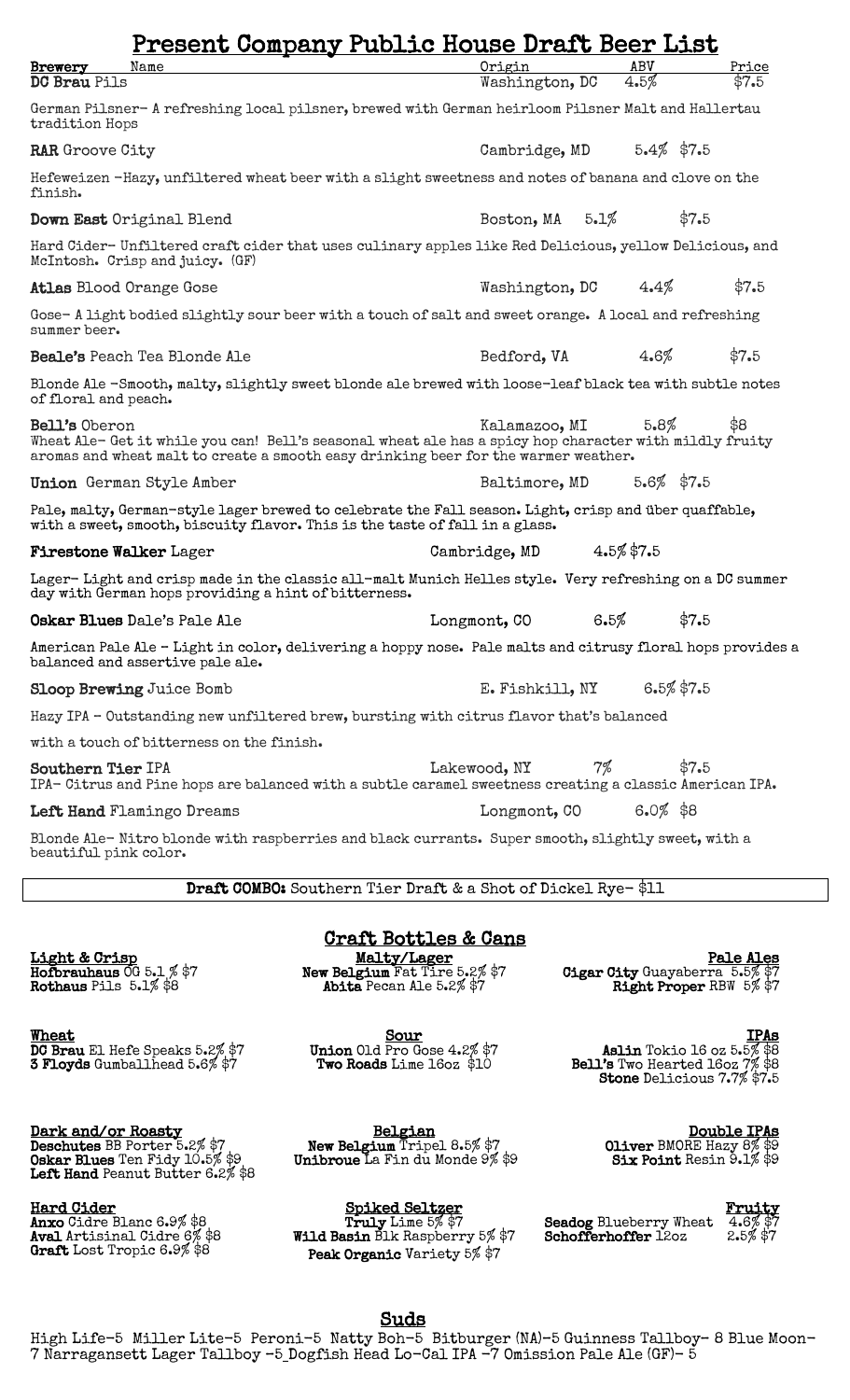# Present Company Public House Draft Beer List

| Brewery Name | Origin | ABV | Price |
|---|---|---|---|
| **DC Brau** Pils | Washington, DC | 4.5% | $7.5 |

German Pilsner- A refreshing local pilsner, brewed with German heirloom Pilsner Malt and Hallertau tradition Hops

**RAR** Groove City — Cambridge, MD — 5.4% — $7.5

Hefeweizen -Hazy, unfiltered wheat beer with a slight sweetness and notes of banana and clove on the finish.

**Down East** Original Blend — Boston, MA — 5.1% — $7.5

Hard Cider- Unfiltered craft cider that uses culinary apples like Red Delicious, yellow Delicious, and McIntosh. Crisp and juicy. (GF)

**Atlas** Blood Orange Gose — Washington, DC — 4.4% — $7.5

Gose- A light bodied slightly sour beer with a touch of salt and sweet orange. A local and refreshing summer beer.

**Beale's** Peach Tea Blonde Ale — Bedford, VA — 4.6% — $7.5

Blonde Ale -Smooth, malty, slightly sweet blonde ale brewed with loose-leaf black tea with subtle notes of floral and peach.

**Bell's** Oberon — Kalamazoo, MI — 5.8% — $8

Wheat Ale- Get it while you can! Bell's seasonal wheat ale has a spicy hop character with mildly fruity aromas and wheat malt to create a smooth easy drinking beer for the warmer weather.

**Union** German Style Amber — Baltimore, MD — 5.6% — $7.5

Pale, malty, German-style lager brewed to celebrate the Fall season. Light, crisp and über quaffable, with a sweet, smooth, biscuity flavor. This is the taste of fall in a glass.

**Firestone Walker** Lager — Cambridge, MD — 4.5% — $7.5

Lager- Light and crisp made in the classic all-malt Munich Helles style. Very refreshing on a DC summer day with German hops providing a hint of bitterness.

**Oskar Blues** Dale's Pale Ale — Longmont, CO — 6.5% — $7.5

American Pale Ale - Light in color, delivering a hoppy nose. Pale malts and citrusy floral hops provides a balanced and assertive pale ale.

**Sloop Brewing** Juice Bomb — E. Fishkill, NY — 6.5% — $7.5

Hazy IPA - Outstanding new unfiltered brew, bursting with citrus flavor that's balanced with a touch of bitterness on the finish.

**Southern Tier** IPA — Lakewood, NY — 7% — $7.5

IPA- Citrus and Pine hops are balanced with a subtle caramel sweetness creating a classic American IPA.

**Left Hand** Flamingo Dreams — Longmont, CO — 6.0% — $8

Blonde Ale- Nitro blonde with raspberries and black currants. Super smooth, slightly sweet, with a beautiful pink color.

**Draft COMBO:** Southern Tier Draft & a Shot of Dickel Rye- $11

## Craft Bottles & Cans

**Light & Crisp**
- **Hofbrauhaus** OG 5.1 % $7
- **Rothaus** Pils 5.1% $8

**Malty/Lager**
- **New Belgium** Fat Tire 5.2% $7
- **Abita** Pecan Ale 5.2% $7

**Pale Ales**
- **Cigar City** Guayaberra 5.5% $7
- **Right Proper** RBW 5% $7

**Wheat**
- **DC Brau** El Hefe Speaks 5.2% $7
- **3 Floyds** Gumballhead 5.6% $7

**Sour**
- **Union** Old Pro Gose 4.2% $7
- **Two Roads** Lime 16oz $10

**IPAs**
- **Aslin** Tokio 16 oz 5.5% $8
- **Bell's** Two Hearted 16oz 7% $8
- **Stone** Delicious 7.7% $7.5

**Dark and/or Roasty**
- **Deschutes** BB Porter 5.2% $7
- **Oskar Blues** Ten Fidy 10.5% $9
- **Left Hand** Peanut Butter 6.2% $8

**Belgian**
- **New Belgium** Tripel 8.5% $7
- **Unibroue** La Fin du Monde 9% $9

**Double IPAs**
- **Oliver** BMORE Hazy 8% $9
- **Six Point** Resin 9.1% $9

**Hard Cider**
- **Anxo** Cidre Blanc 6.9% $8
- **Aval** Artisinal Cidre 6% $8
- **Graft** Lost Tropic 6.9% $8

**Spiked Seltzer**
- **Truly** Lime 5% $7
- **Wild Basin** Blk Raspberry 5% $7
- **Peak Organic** Variety 5% $7

**Fruity**
- **Seadog** Blueberry Wheat 4.6% $7
- **Schofferhoffer** 12oz 2.5% $7

## Suds

High Life-5 Miller Lite-5 Peroni-5 Natty Boh-5 Bitburger (NA)-5 Guinness Tallboy- 8 Blue Moon-7 Narragansett Lager Tallboy -5 Dogfish Head Lo-Cal IPA -7 Omission Pale Ale (GF)- 5